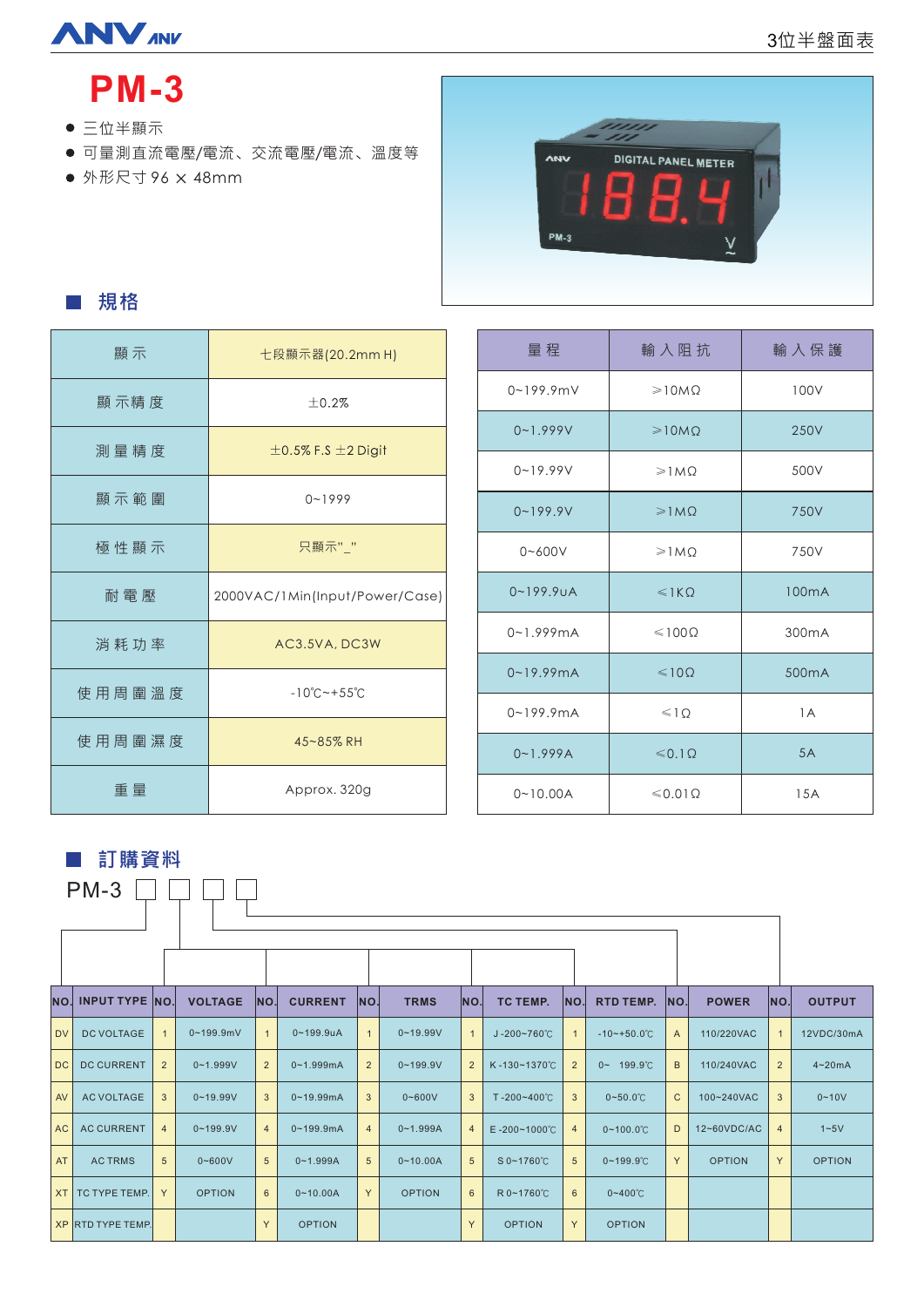# PM-3

- 三位半顯示
- 可量測直流電壓/電流、交流電壓/電流、溫度等
- 外形尺寸 96 × 48mm

## 規格

| 顯 示 | 七段顯示器(20.2mm H) |
|---|---|
| 顯 示 精 度 | ±0.2% |
| 測 量 精 度 | ±0.5% F.S ±2 Digit |
| 顯 示 範 圍 | 0~1999 |
| 極 性 顯 示 | 只顯示"_" |
| 耐 電 壓 | 2000VAC/1Min(Input/Power/Case) |
| 消 耗 功 率 | AC3.5VA, DC3W |
| 使 用 周 圍 溫 度 | -10℃~+55℃ |
| 使 用 周 圍 濕 度 | 45~85% RH |
| 重 量 | Approx. 320g |

| 量 程 | 輸 入 阻 抗 | 輸 入 保 護 |
|---|---|---|
| 0~199.9mV | ≥10MΩ | 100V |
| 0~1.999V | ≥10MΩ | 250V |
| 0~19.99V | ≥1MΩ | 500V |
| 0~199.9V | ≥1MΩ | 750V |
| 0~600V | ≥1MΩ | 750V |
| 0~199.9uA | ≤1KΩ | 100mA |
| 0~1.999mA | ≤100Ω | 300mA |
| 0~19.99mA | ≤10Ω | 500mA |
| 0~199.9mA | ≤1Ω | 1A |
| 0~1.999A | ≤0.1Ω | 5A |
| 0~10.00A | ≤0.01Ω | 15A |

## 訂購資料

PM-3 □ □ □ □

| NO. | INPUT TYPE | NO. | VOLTAGE | NO. | CURRENT | NO. | TRMS | NO. | TC TEMP. | NO. | RTD TEMP. | NO. | POWER | NO. | OUTPUT |
|---|---|---|---|---|---|---|---|---|---|---|---|---|---|---|---|
| DV | DC VOLTAGE | 1 | 0~199.9mV | 1 | 0~199.9uA | 1 | 0~19.99V | 1 | J -200~760℃ | 1 | -10~+50.0℃ | A | 110/220VAC | 1 | 12VDC/30mA |
| DC | DC CURRENT | 2 | 0~1.999V | 2 | 0~1.999mA | 2 | 0~199.9V | 2 | K -130~1370℃ | 2 | 0~ 199.9℃ | B | 110/240VAC | 2 | 4~20mA |
| AV | AC VOLTAGE | 3 | 0~19.99V | 3 | 0~19.99mA | 3 | 0~600V | 3 | T -200~400℃ | 3 | 0~50.0℃ | C | 100~240VAC | 3 | 0~10V |
| AC | AC CURRENT | 4 | 0~199.9V | 4 | 0~199.9mA | 4 | 0~1.999A | 4 | E -200~1000℃ | 4 | 0~100.0℃ | D | 12~60VDC/AC | 4 | 1~5V |
| AT | AC TRMS | 5 | 0~600V | 5 | 0~1.999A | 5 | 0~10.00A | 5 | S 0~1760℃ | 5 | 0~199.9℃ | Y | OPTION | Y | OPTION |
| XT | TC TYPE TEMP. | Y | OPTION | 6 | 0~10.00A | Y | OPTION | 6 | R 0~1760℃ | 6 | 0~400℃ | | | | |
| XP | RTD TYPE TEMP. | | | Y | OPTION | | | Y | OPTION | Y | OPTION | | | | |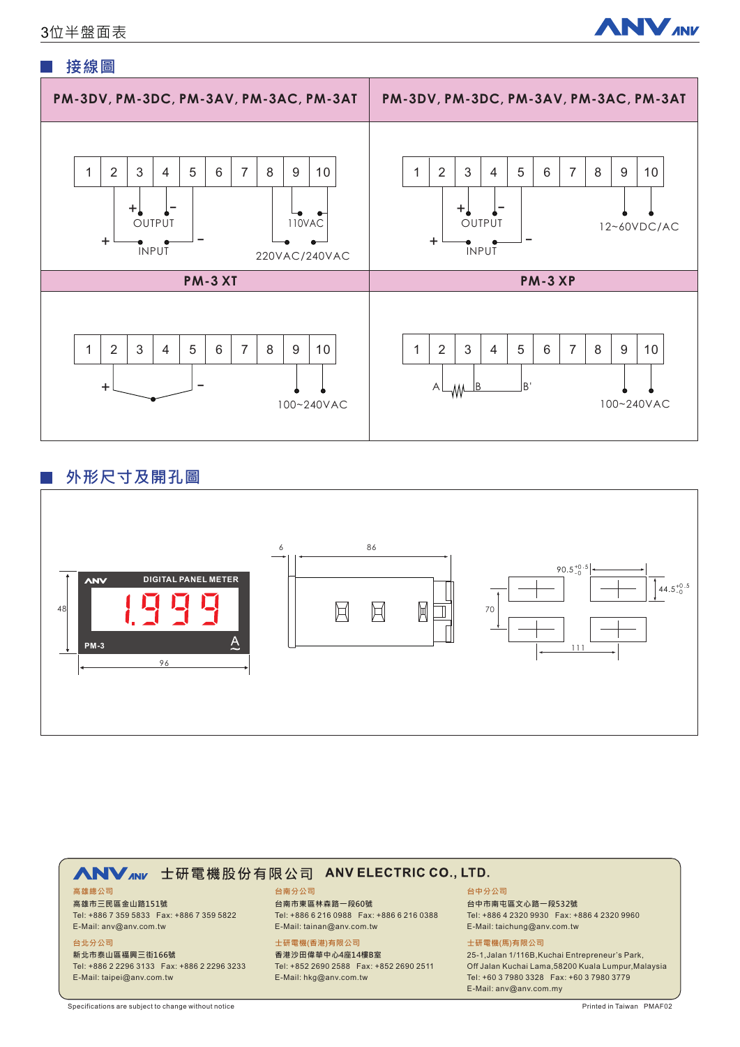## 接線圖

| PM-3DV, PM-3DC, PM-3AV, PM-3AC, PM-3AT | PM-3DV, PM-3DC, PM-3AV, PM-3AC, PM-3AT |
|---|---|
| 1 2 3 4 5 6 7 8 9 10<br>+ OUTPUT −<br>+ INPUT −<br>110VAC<br>220VAC/240VAC | 1 2 3 4 5 6 7 8 9 10<br>+ OUTPUT −<br>+ INPUT −<br>12~60VDC/AC |
| **PM-3 XT** | **PM-3 XP** |
| 1 2 3 4 5 6 7 8 9 10<br>+ −<br>100~240VAC | 1 2 3 4 5 6 7 8 9 10<br>A B B'<br>100~240VAC |

## 外形尺寸及開孔圖

ANV DIGITAL PANEL METER

1.999

PM-3 A

48

96

6

86

90.5 $^{+0.5}_{-0}$

44.5 $^{+0.5}_{-0}$

70

111

**士研電機股份有限公司 ANV ELECTRIC CO., LTD.**

高雄總公司
高雄市三民區金山路151號
Tel: +886 7 359 5833 Fax: +886 7 359 5822
E-Mail: anv@anv.com.tw

台南分公司
台南市東區林森路一段60號
Tel: +886 6 216 0988 Fax: +886 6 216 0388
E-Mail: tainan@anv.com.tw

台中分公司
台中市南屯區文心路一段532號
Tel: +886 4 2320 9930 Fax: +886 4 2320 9960
E-Mail: taichung@anv.com.tw

台北分公司
新北市泰山區福興三街166號
Tel: +886 2 2296 3133 Fax: +886 2 2296 3233
E-Mail: taipei@anv.com.tw

士研電機(香港)有限公司
香港沙田偉華中心4座14樓B室
Tel: +852 2690 2588 Fax: +852 2690 2511
E-Mail: hkg@anv.com.tw

士研電機(馬)有限公司
25-1,Jalan 1/116B,Kuchai Entrepreneur's Park,
Off Jalan Kuchai Lama,58200 Kuala Lumpur,Malaysia
Tel: +60 3 7980 3328 Fax: +60 3 7980 3779
E-Mail: anv@anv.com.my

Specifications are subject to change without notice

Printed in Taiwan PMAF02